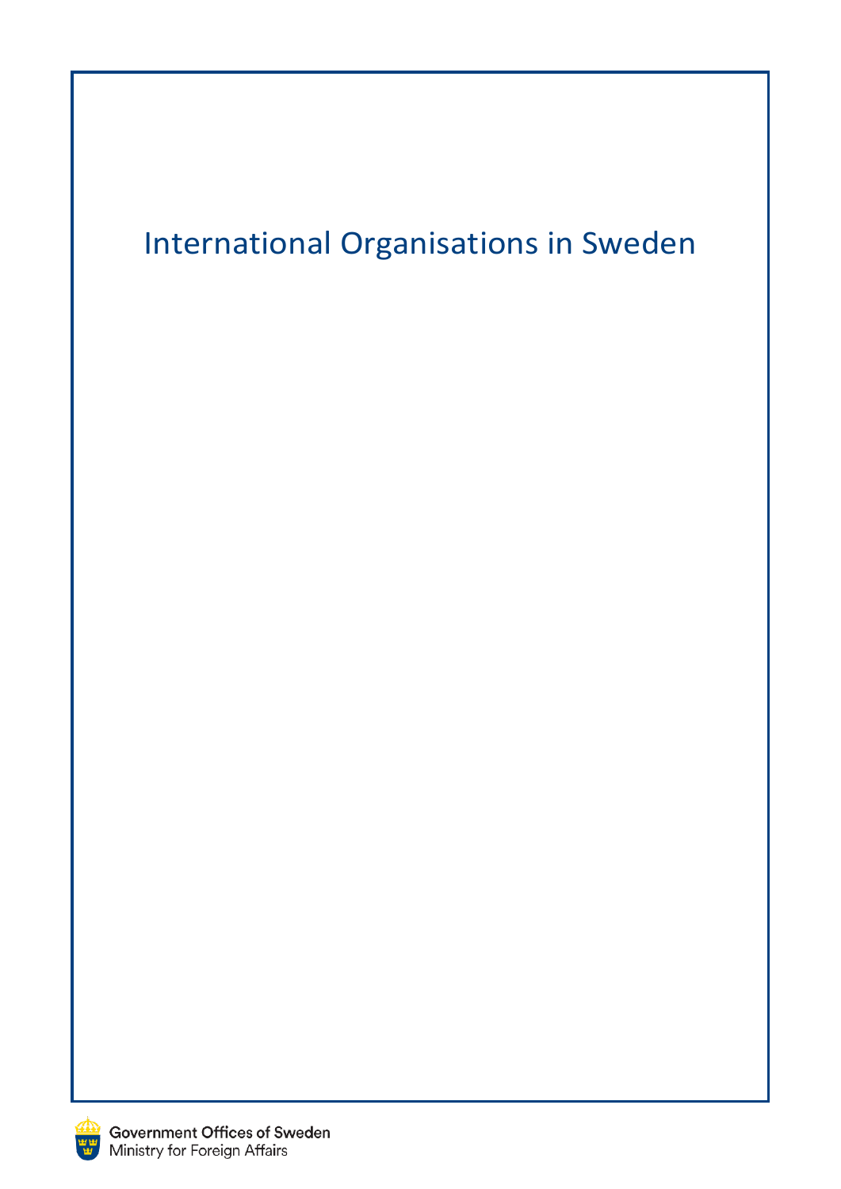# International Organisations in Sweden

Government Offices of Sweden
Ministry for Foreign Affairs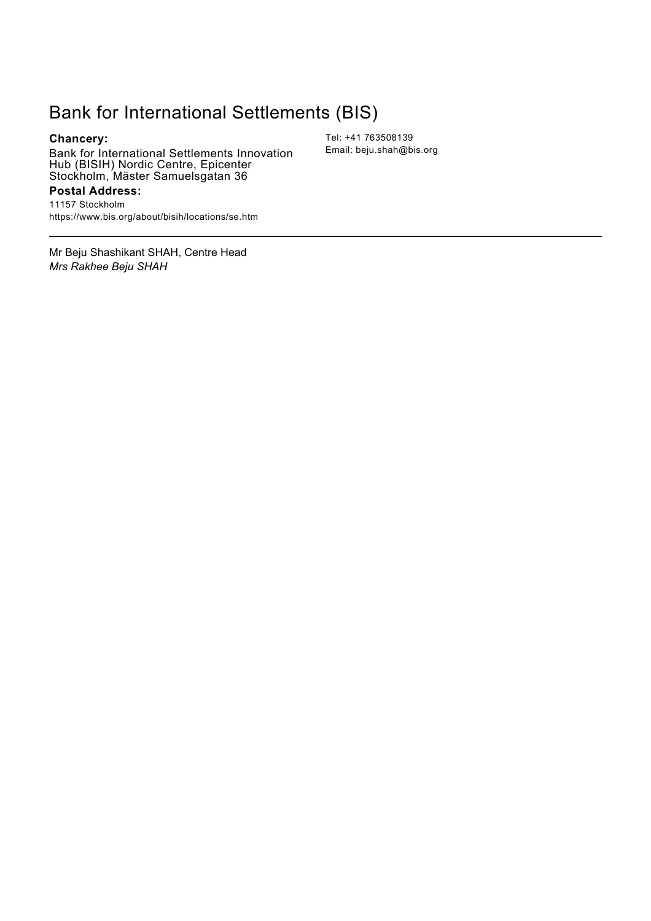# Bank for International Settlements (BIS)

**Chancery:**

Bank for International Settlements Innovation Hub (BISIH) Nordic Centre, Epicenter Stockholm, Mäster Samuelsgatan 36

**Postal Address:**

11157 Stockholm

https://www.bis.org/about/bisih/locations/se.htm

Tel: +41 763508139

Email: beju.shah@bis.org

---

Mr Beju Shashikant SHAH, Centre Head

*Mrs Rakhee Beju SHAH*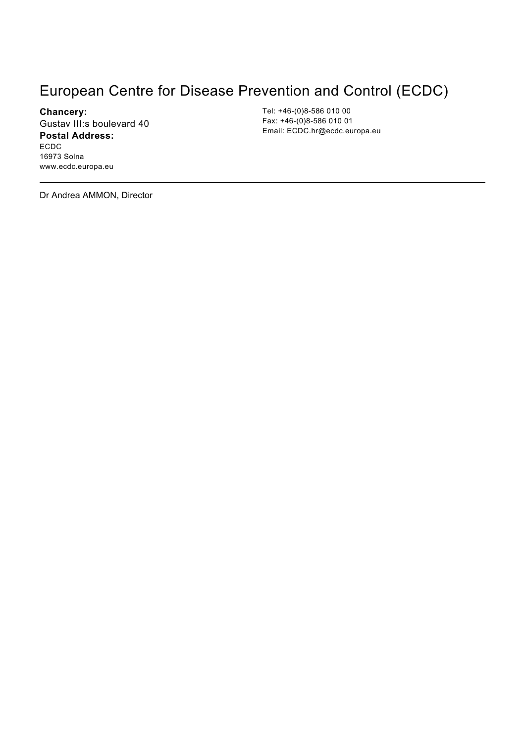# European Centre for Disease Prevention and Control (ECDC)

**Chancery:**
Gustav III:s boulevard 40
**Postal Address:**
ECDC
16973 Solna
www.ecdc.europa.eu

Tel: +46-(0)8-586 010 00
Fax: +46-(0)8-586 010 01
Email: ECDC.hr@ecdc.europa.eu

---

Dr Andrea AMMON, Director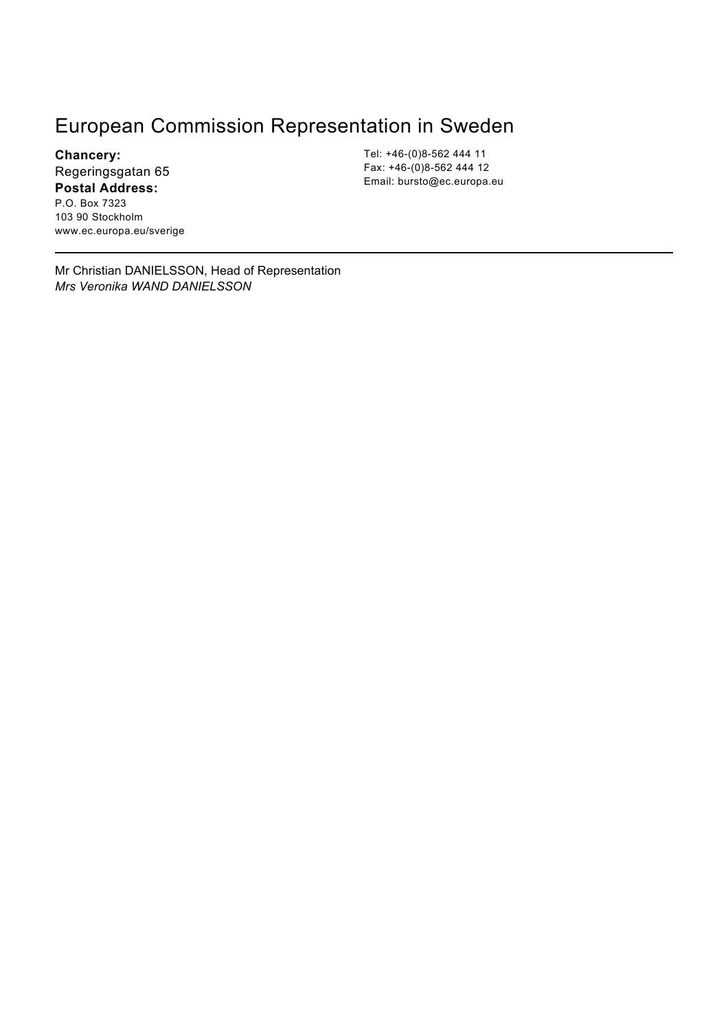# European Commission Representation in Sweden

**Chancery:**
Regeringsgatan 65
**Postal Address:**
P.O. Box 7323
103 90 Stockholm
www.ec.europa.eu/sverige

Tel: +46-(0)8-562 444 11
Fax: +46-(0)8-562 444 12
Email: bursto@ec.europa.eu

---

Mr Christian DANIELSSON, Head of Representation
*Mrs Veronika WAND DANIELSSON*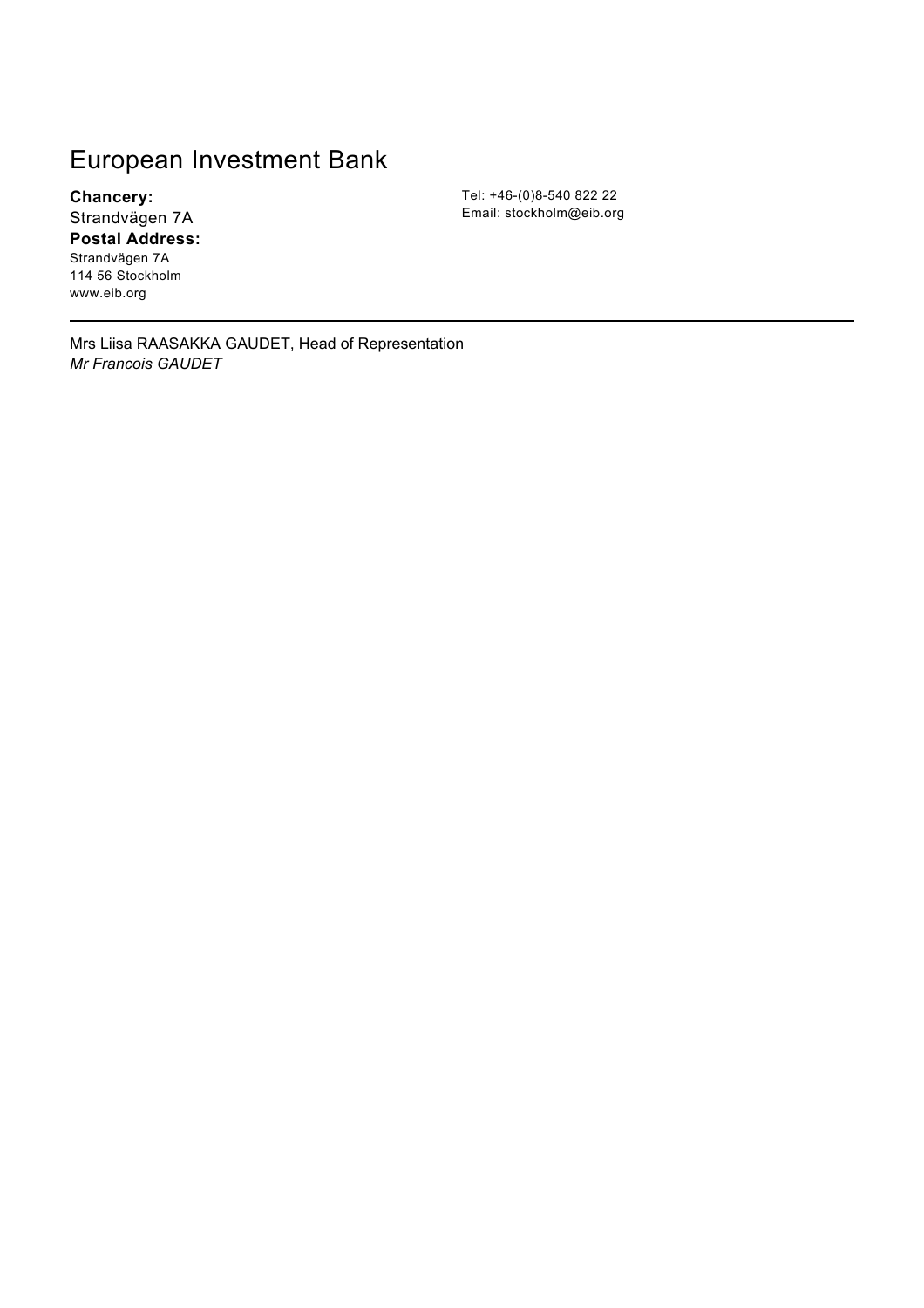# European Investment Bank

**Chancery:**
Strandvägen 7A
**Postal Address:**
Strandvägen 7A
114 56 Stockholm
www.eib.org

Tel: +46-(0)8-540 822 22
Email: stockholm@eib.org

---

Mrs Liisa RAASAKKA GAUDET, Head of Representation
*Mr Francois GAUDET*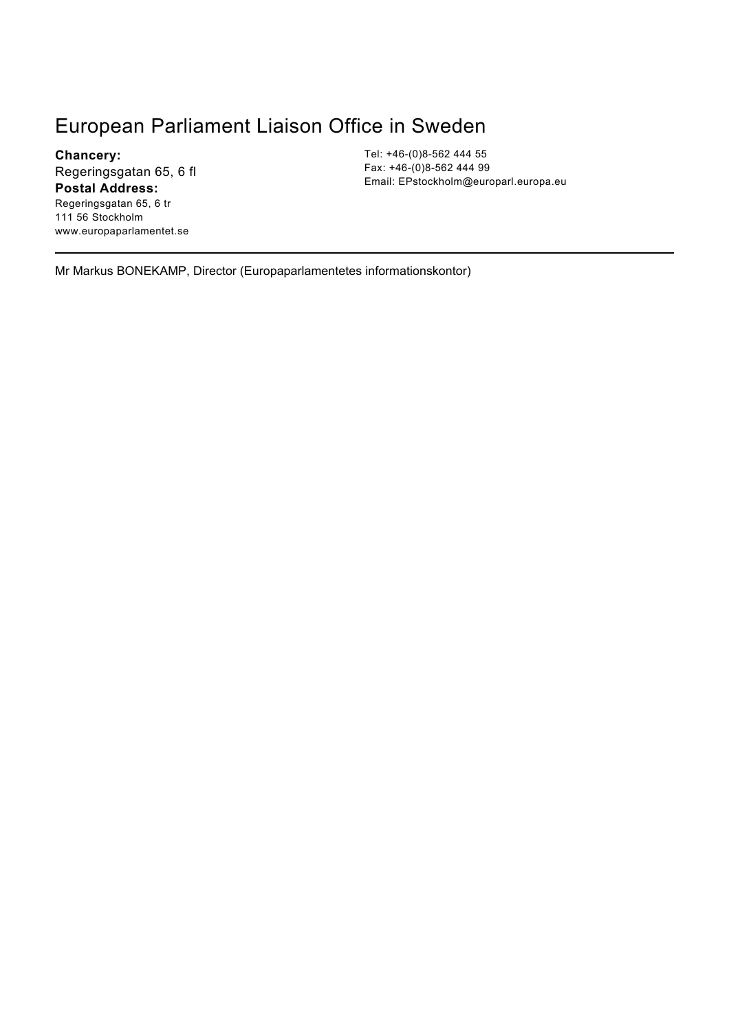# European Parliament Liaison Office in Sweden

**Chancery:**
Regeringsgatan 65, 6 fl
**Postal Address:**
Regeringsgatan 65, 6 tr
111 56 Stockholm
www.europaparlamentet.se

Tel: +46-(0)8-562 444 55
Fax: +46-(0)8-562 444 99
Email: EPstockholm@europarl.europa.eu

---

Mr Markus BONEKAMP, Director (Europaparlamentetes informationskontor)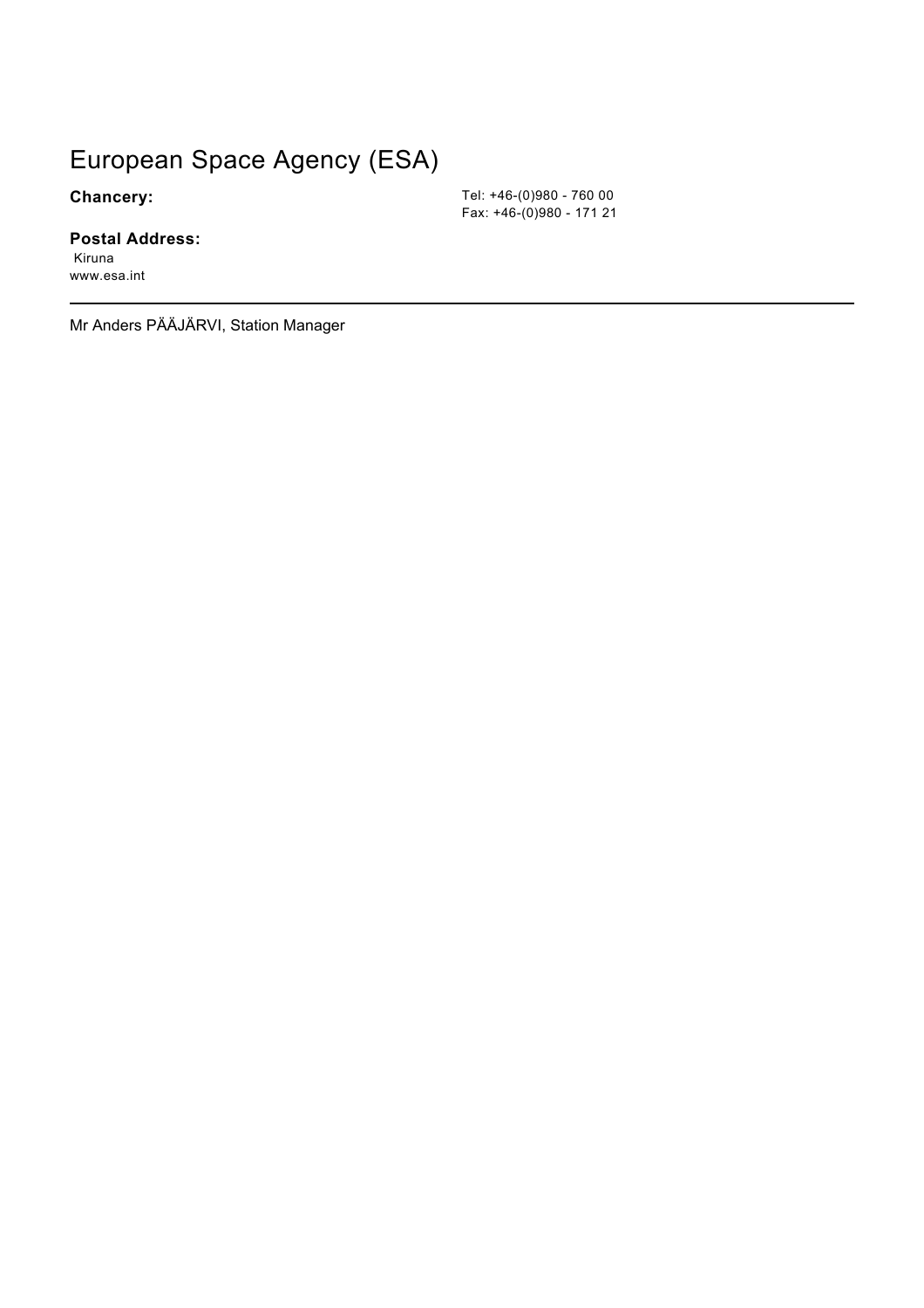# European Space Agency (ESA)

**Chancery:**

Tel: +46-(0)980 - 760 00
Fax: +46-(0)980 - 171 21

**Postal Address:**
Kiruna
www.esa.int

---

Mr Anders PÄÄJÄRVI, Station Manager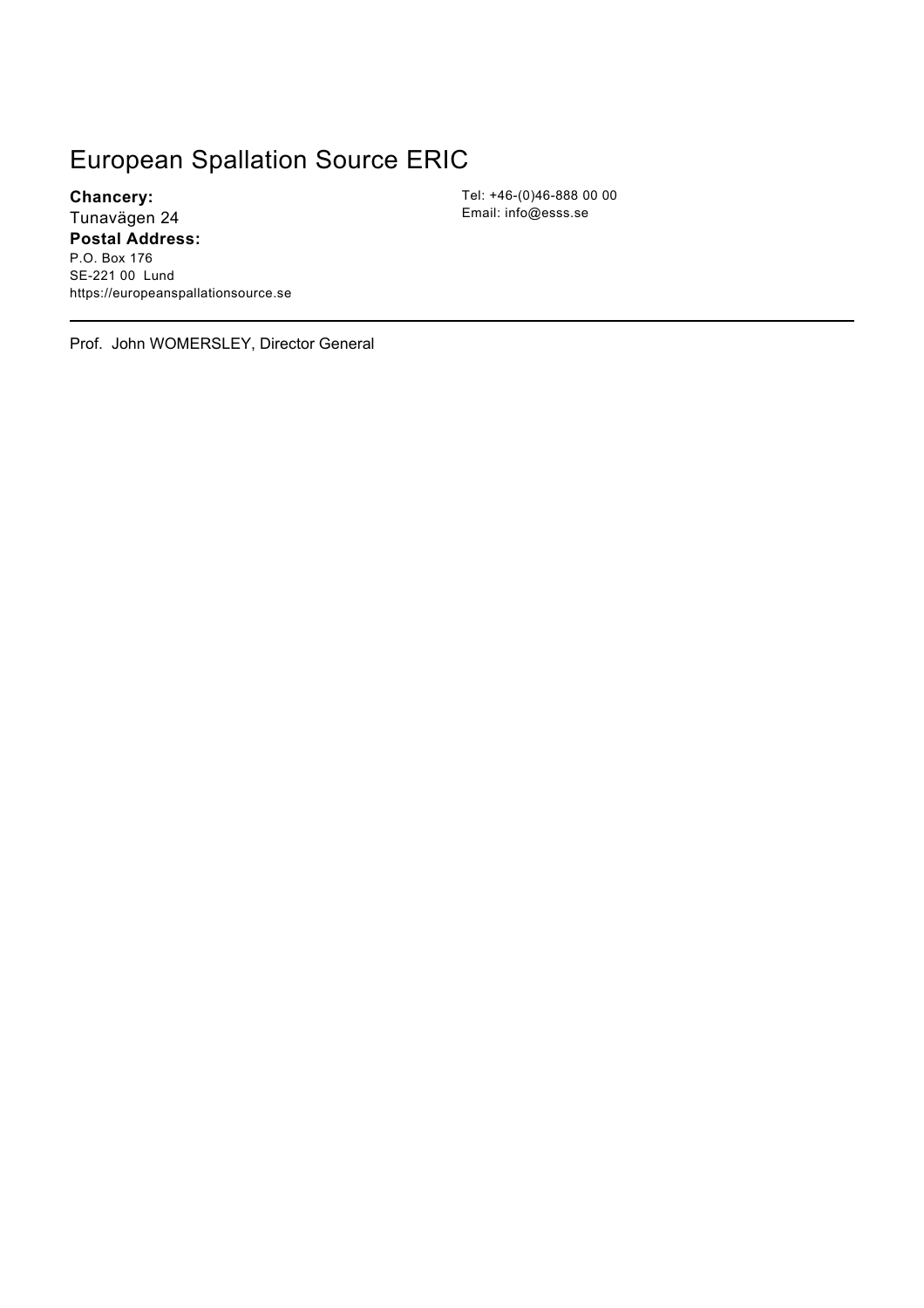# European Spallation Source ERIC

**Chancery:**
Tunavägen 24
**Postal Address:**
P.O. Box 176
SE-221 00 Lund
https://europeanspallationsource.se

Tel: +46-(0)46-888 00 00
Email: info@esss.se

---

Prof. John WOMERSLEY, Director General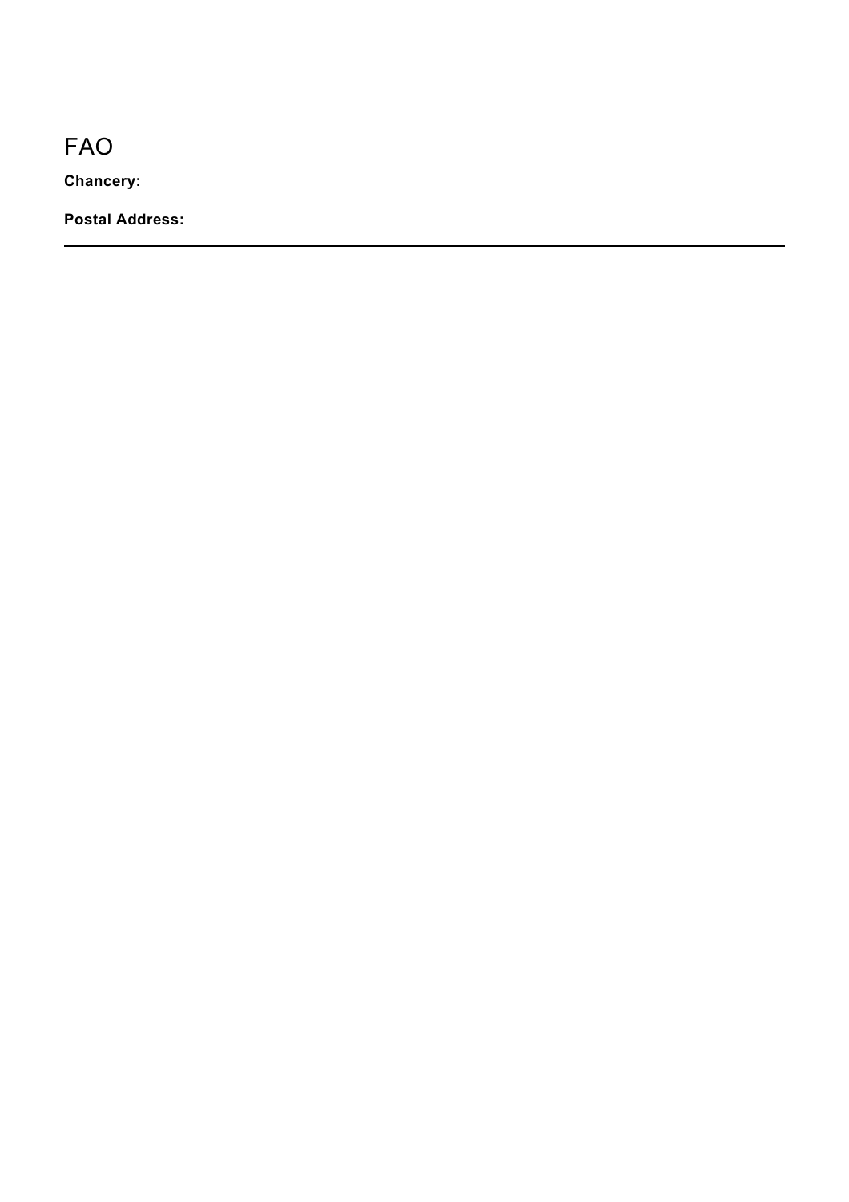## FAO

**Chancery:**

**Postal Address:**

---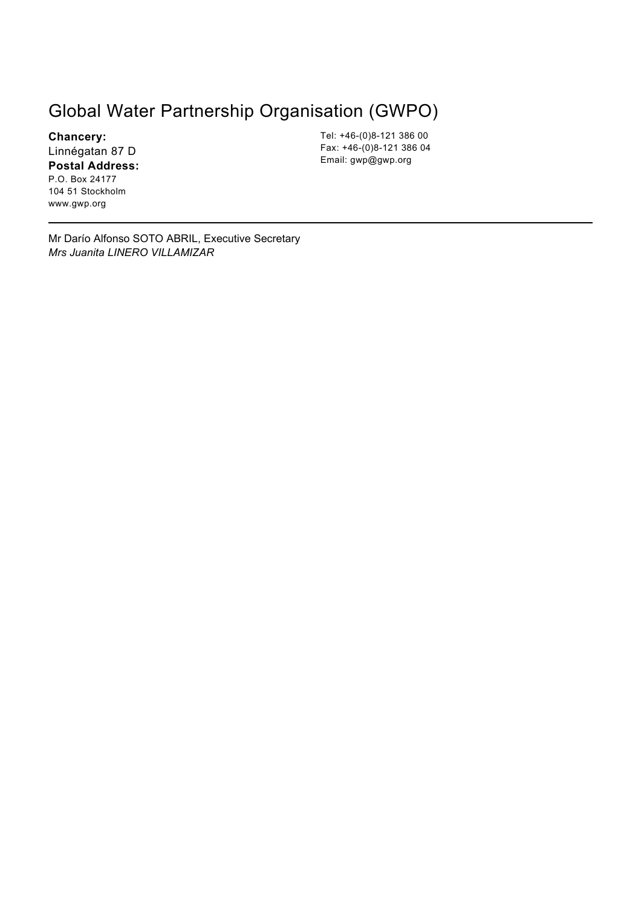# Global Water Partnership Organisation (GWPO)

**Chancery:**
Linnégatan 87 D
**Postal Address:**
P.O. Box 24177
104 51 Stockholm
www.gwp.org

Tel: +46-(0)8-121 386 00
Fax: +46-(0)8-121 386 04
Email: gwp@gwp.org

---

Mr Darío Alfonso SOTO ABRIL, Executive Secretary
*Mrs Juanita LINERO VILLAMIZAR*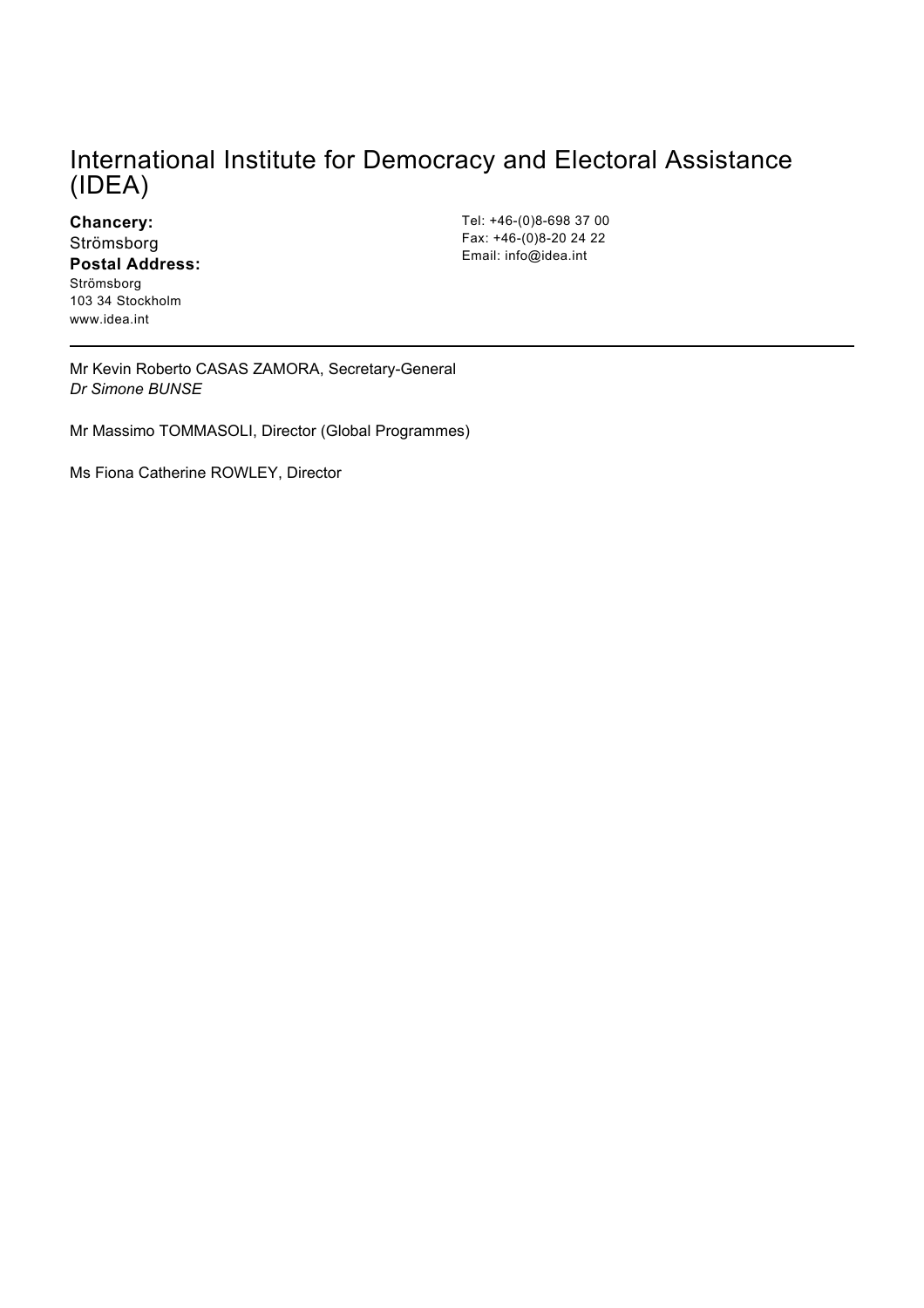# International Institute for Democracy and Electoral Assistance (IDEA)

**Chancery:**
Strömsborg
**Postal Address:**
Strömsborg
103 34 Stockholm
www.idea.int

Tel: +46-(0)8-698 37 00
Fax: +46-(0)8-20 24 22
Email: info@idea.int

---

Mr Kevin Roberto CASAS ZAMORA, Secretary-General
*Dr Simone BUNSE*

Mr Massimo TOMMASOLI, Director (Global Programmes)

Ms Fiona Catherine ROWLEY, Director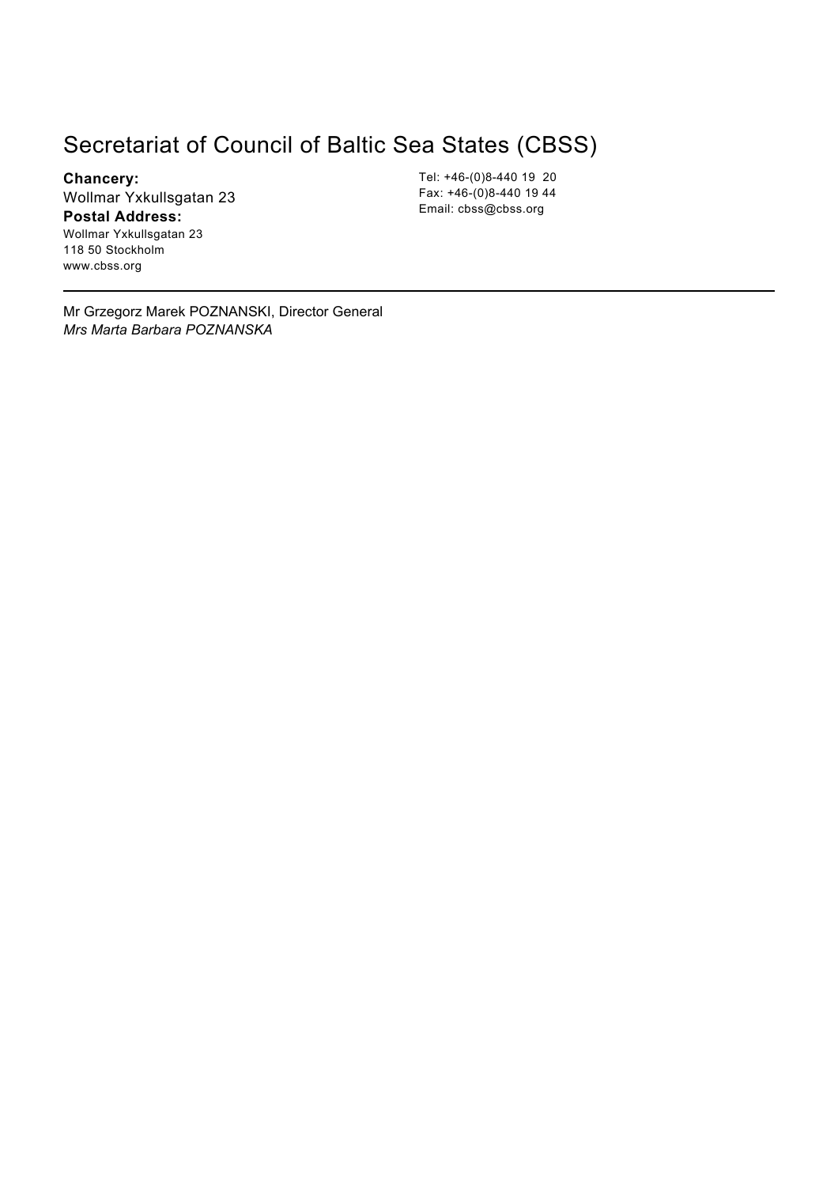# Secretariat of Council of Baltic Sea States (CBSS)

**Chancery:**
Wollmar Yxkullsgatan 23
**Postal Address:**
Wollmar Yxkullsgatan 23
118 50 Stockholm
www.cbss.org

Tel: +46-(0)8-440 19 20
Fax: +46-(0)8-440 19 44
Email: cbss@cbss.org

---

Mr Grzegorz Marek POZNANSKI, Director General
*Mrs Marta Barbara POZNANSKA*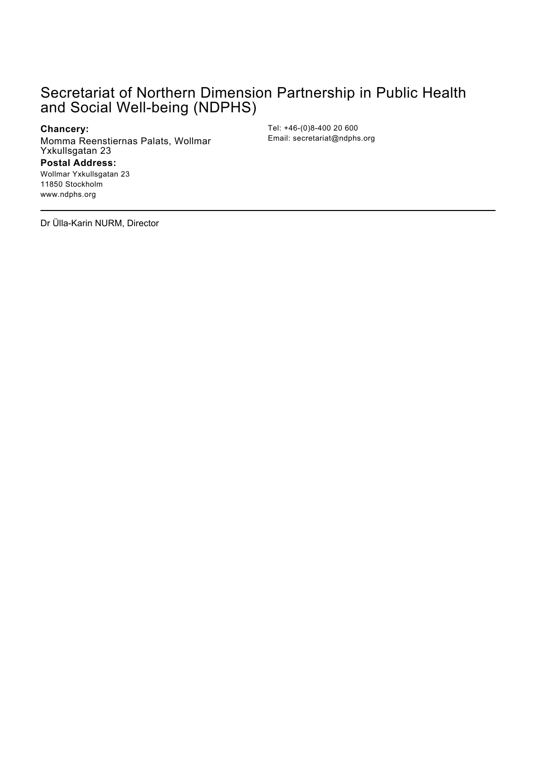# Secretariat of Northern Dimension Partnership in Public Health and Social Well-being (NDPHS)

**Chancery:**

Momma Reenstiernas Palats, Wollmar Yxkullsgatan 23

**Postal Address:**

Wollmar Yxkullsgatan 23
11850 Stockholm
www.ndphs.org

Tel: +46-(0)8-400 20 600
Email: secretariat@ndphs.org

---

Dr Ülla-Karin NURM, Director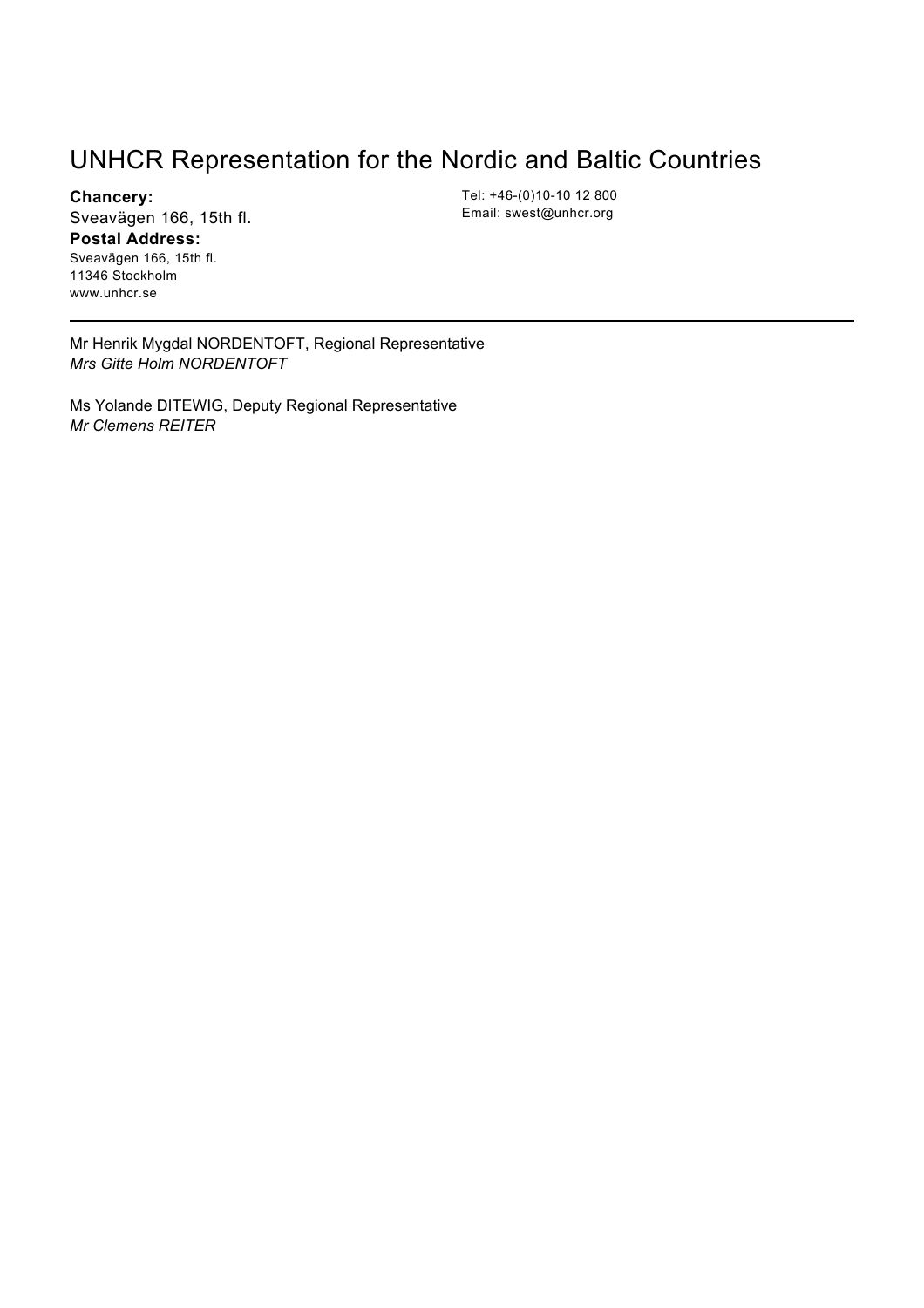# UNHCR Representation for the Nordic and Baltic Countries

**Chancery:**
Sveavägen 166, 15th fl.

**Postal Address:**
Sveavägen 166, 15th fl.
11346 Stockholm
www.unhcr.se

Tel: +46-(0)10-10 12 800
Email: swest@unhcr.org

---

Mr Henrik Mygdal NORDENTOFT, Regional Representative
*Mrs Gitte Holm NORDENTOFT*

Ms Yolande DITEWIG, Deputy Regional Representative
*Mr Clemens REITER*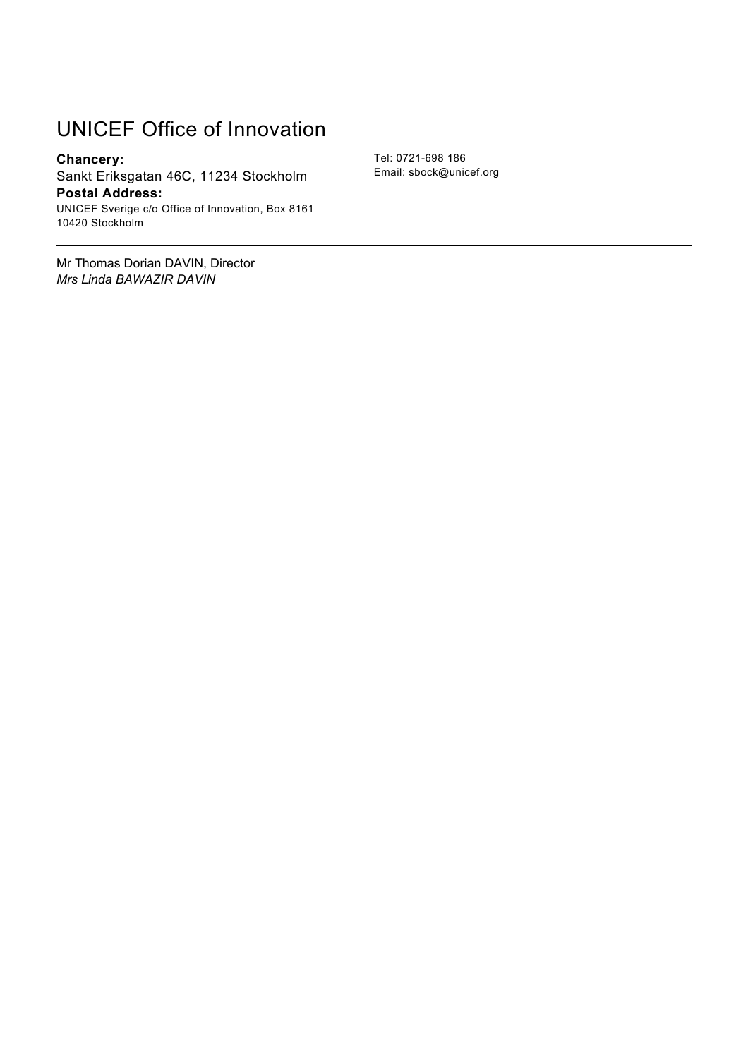# UNICEF Office of Innovation

**Chancery:**
Sankt Eriksgatan 46C, 11234 Stockholm
**Postal Address:**
UNICEF Sverige c/o Office of Innovation, Box 8161
10420 Stockholm

Tel: 0721-698 186
Email: sbock@unicef.org

---

Mr Thomas Dorian DAVIN, Director
*Mrs Linda BAWAZIR DAVIN*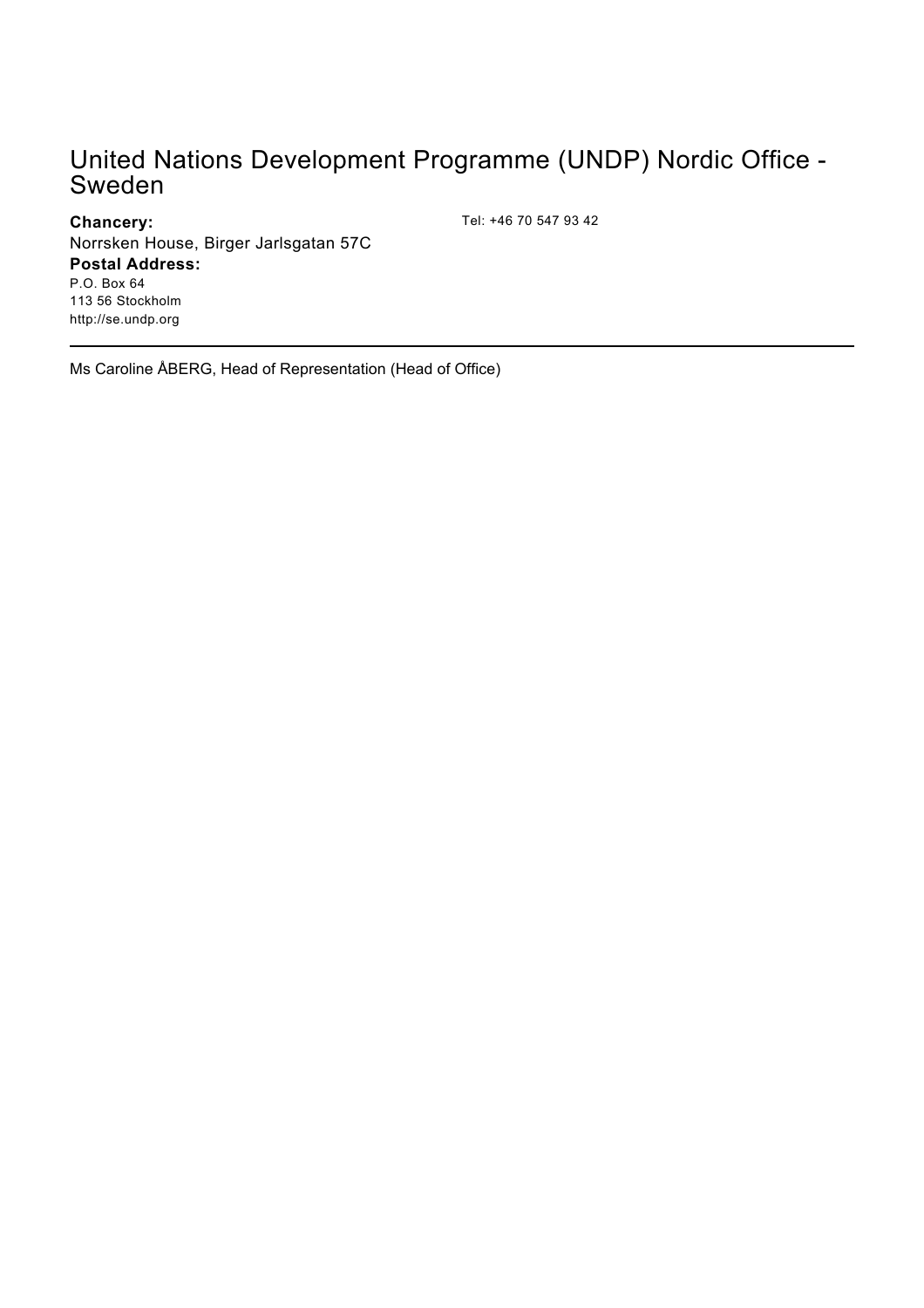# United Nations Development Programme (UNDP) Nordic Office - Sweden

**Chancery:**
Norrsken House, Birger Jarlsgatan 57C

**Postal Address:**
P.O. Box 64
113 56 Stockholm
http://se.undp.org

Tel: +46 70 547 93 42

---

Ms Caroline ÅBERG, Head of Representation (Head of Office)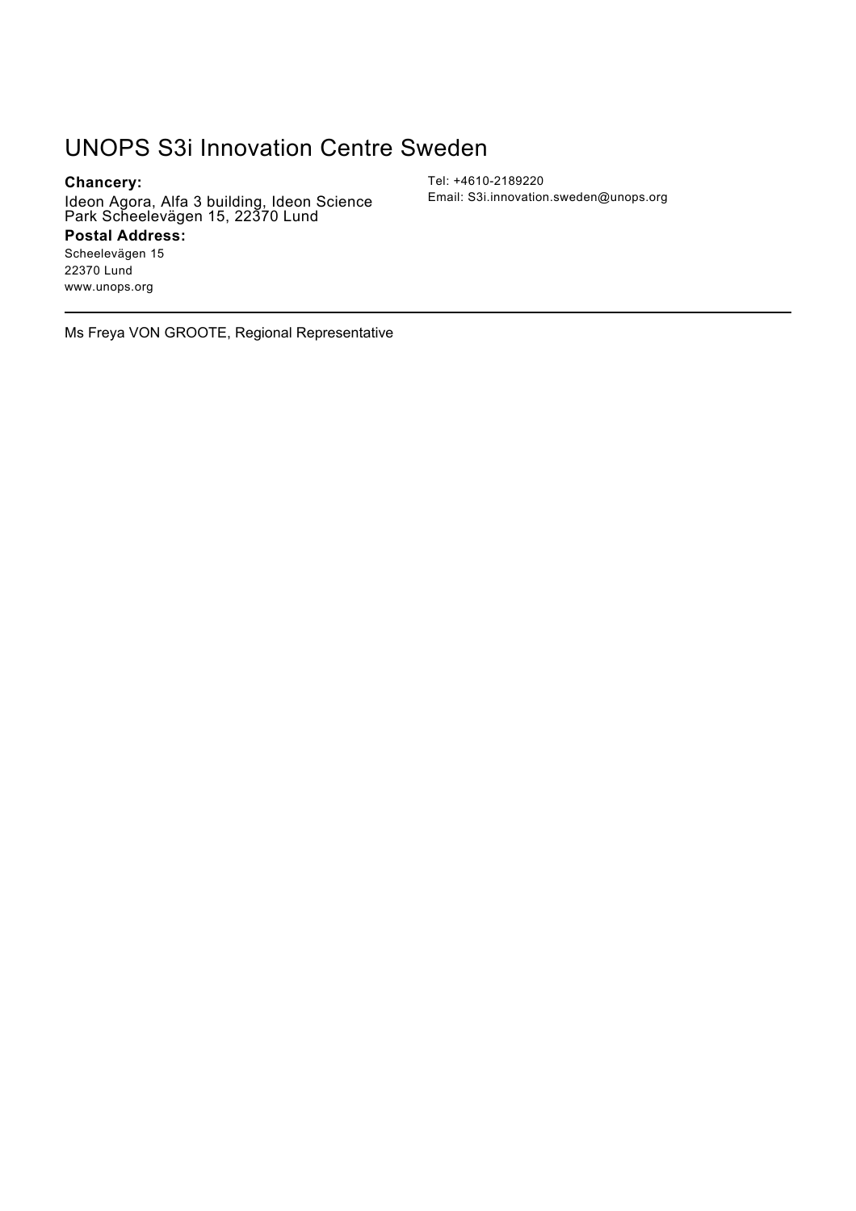## UNOPS S3i Innovation Centre Sweden

**Chancery:**

Ideon Agora, Alfa 3 building, Ideon Science Park Scheelevägen 15, 22370 Lund

**Postal Address:**

Scheelevägen 15
22370 Lund
www.unops.org

Tel: +4610-2189220
Email: S3i.innovation.sweden@unops.org

---

Ms Freya VON GROOTE, Regional Representative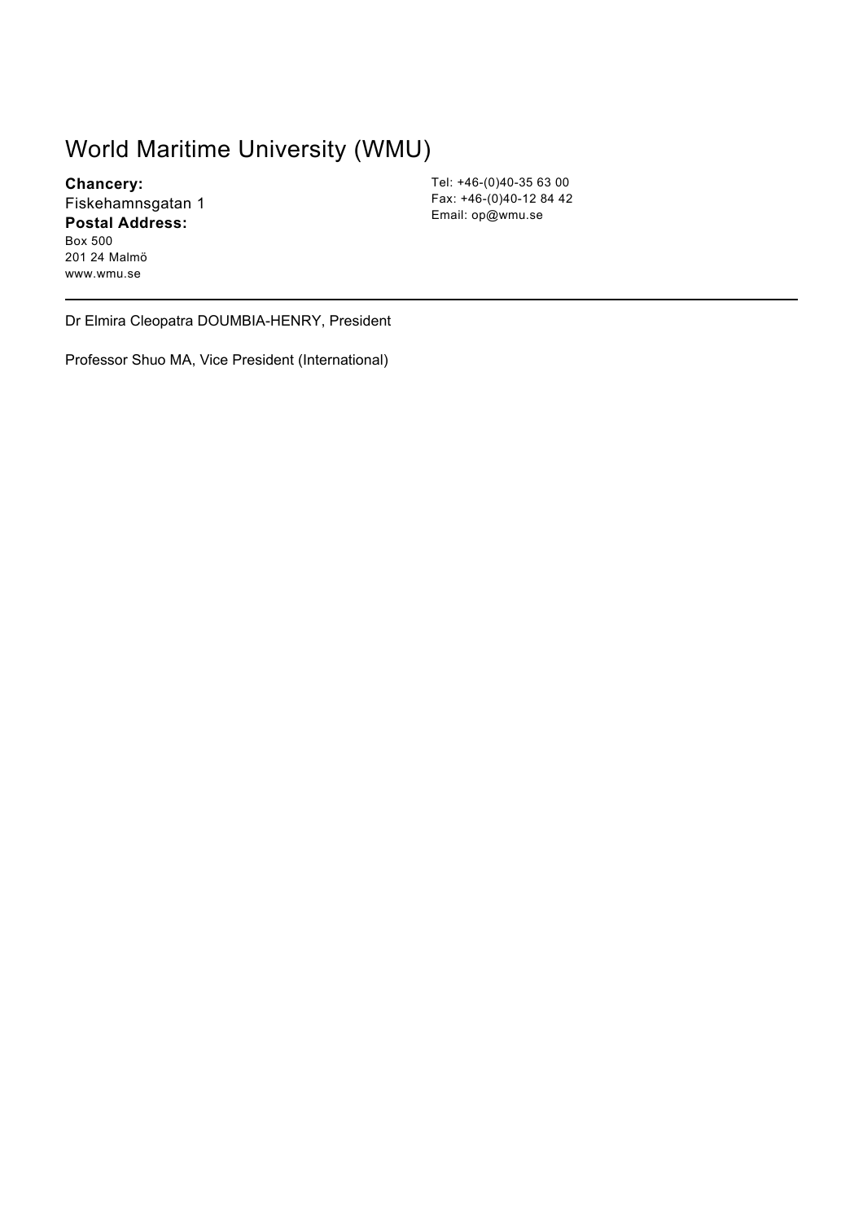## World Maritime University (WMU)

**Chancery:**
Fiskehamnsgatan 1
**Postal Address:**
Box 500
201 24 Malmö
www.wmu.se

Tel: +46-(0)40-35 63 00
Fax: +46-(0)40-12 84 42
Email: op@wmu.se

---

Dr Elmira Cleopatra DOUMBIA-HENRY, President

Professor Shuo MA, Vice President (International)